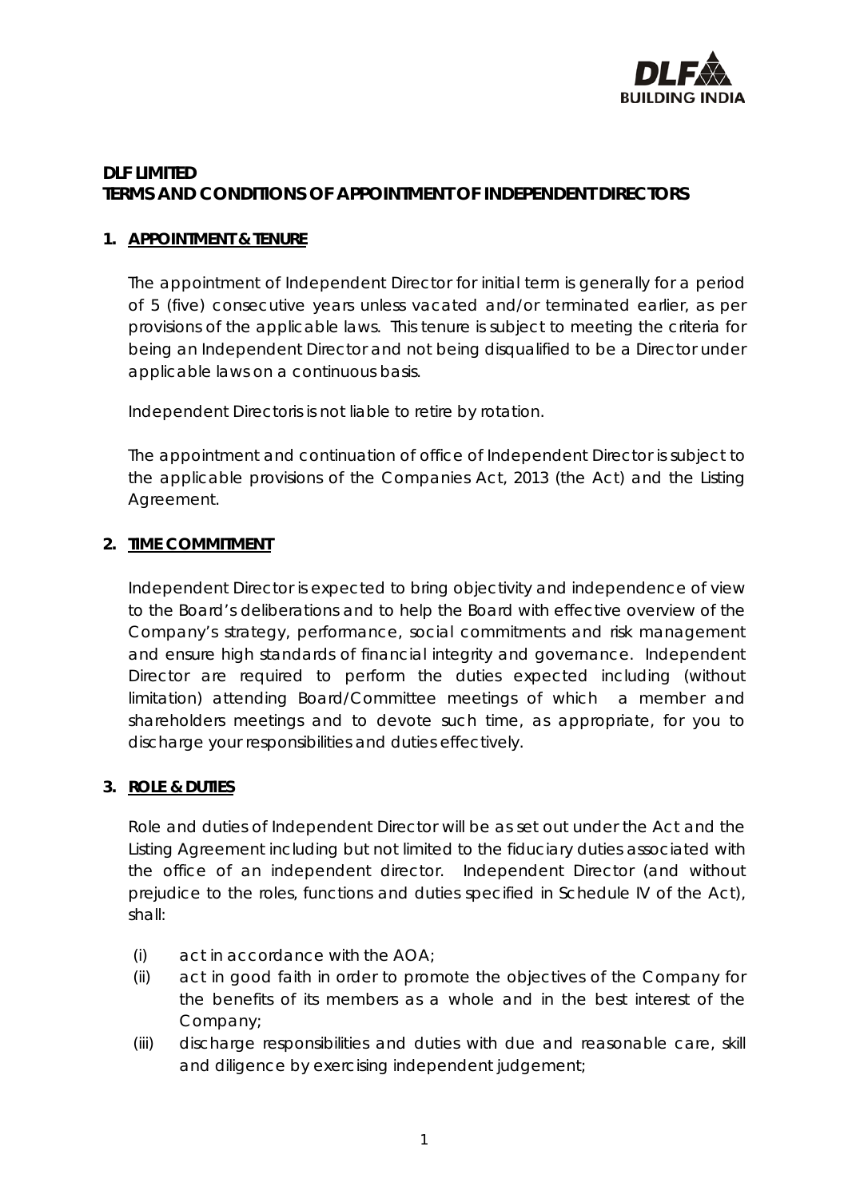**DLF LIMITED**
**TERMS AND CONDITIONS OF APPOINTMENT OF INDEPENDENT DIRECTORS**

## 1. APPOINTMENT & TENURE

The appointment of Independent Director for initial term is generally for a period of 5 (five) consecutive years unless vacated and/or terminated earlier, as per provisions of the applicable laws. This tenure is subject to meeting the criteria for being an Independent Director and not being disqualified to be a Director under applicable laws on a continuous basis.

Independent Directoris is not liable to retire by rotation.

The appointment and continuation of office of Independent Director is subject to the applicable provisions of the Companies Act, 2013 (the Act) and the Listing Agreement.

## 2. TIME COMMITMENT

Independent Director is expected to bring objectivity and independence of view to the Board's deliberations and to help the Board with effective overview of the Company's strategy, performance, social commitments and risk management and ensure high standards of financial integrity and governance. Independent Director are required to perform the duties expected including (without limitation) attending Board/Committee meetings of which a member and shareholders meetings and to devote such time, as appropriate, for you to discharge your responsibilities and duties effectively.

## 3. ROLE & DUTIES

Role and duties of Independent Director will be as set out under the Act and the Listing Agreement including but not limited to the fiduciary duties associated with the office of an independent director. Independent Director (and without prejudice to the roles, functions and duties specified in Schedule IV of the Act), shall:

(i) act in accordance with the AOA;

(ii) act in good faith in order to promote the objectives of the Company for the benefits of its members as a whole and in the best interest of the Company;

(iii) discharge responsibilities and duties with due and reasonable care, skill and diligence by exercising independent judgement;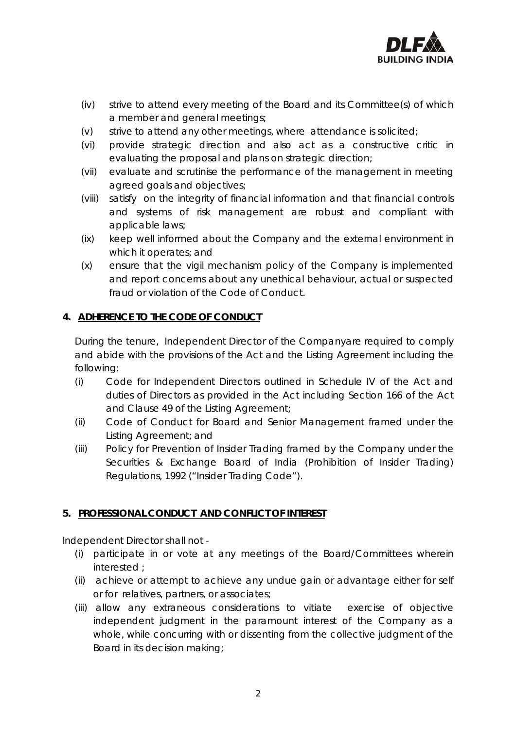(iv) strive to attend every meeting of the Board and its Committee(s) of which a member and general meetings;
(v) strive to attend any other meetings, where attendance is solicited;
(vi) provide strategic direction and also act as a constructive critic in evaluating the proposal and plans on strategic direction;
(vii) evaluate and scrutinise the performance of the management in meeting agreed goals and objectives;
(viii) satisfy on the integrity of financial information and that financial controls and systems of risk management are robust and compliant with applicable laws;
(ix) keep well informed about the Company and the external environment in which it operates; and
(x) ensure that the vigil mechanism policy of the Company is implemented and report concerns about any unethical behaviour, actual or suspected fraud or violation of the Code of Conduct.

## 4. ADHERENCE TO THE CODE OF CONDUCT

During the tenure, Independent Director of the Companyare required to comply and abide with the provisions of the Act and the Listing Agreement including the following:

(i) Code for Independent Directors outlined in Schedule IV of the Act and duties of Directors as provided in the Act including Section 166 of the Act and Clause 49 of the Listing Agreement;
(ii) Code of Conduct for Board and Senior Management framed under the Listing Agreement; and
(iii) Policy for Prevention of Insider Trading framed by the Company under the Securities & Exchange Board of India (Prohibition of Insider Trading) Regulations, 1992 ("Insider Trading Code").

## 5. PROFESSIONAL CONDUCT AND CONFLICT OF INTEREST

Independent Director shall not -

(i) participate in or vote at any meetings of the Board/Committees wherein interested ;
(ii) achieve or attempt to achieve any undue gain or advantage either for self or for relatives, partners, or associates;
(iii) allow any extraneous considerations to vitiate exercise of objective independent judgment in the paramount interest of the Company as a whole, while concurring with or dissenting from the collective judgment of the Board in its decision making;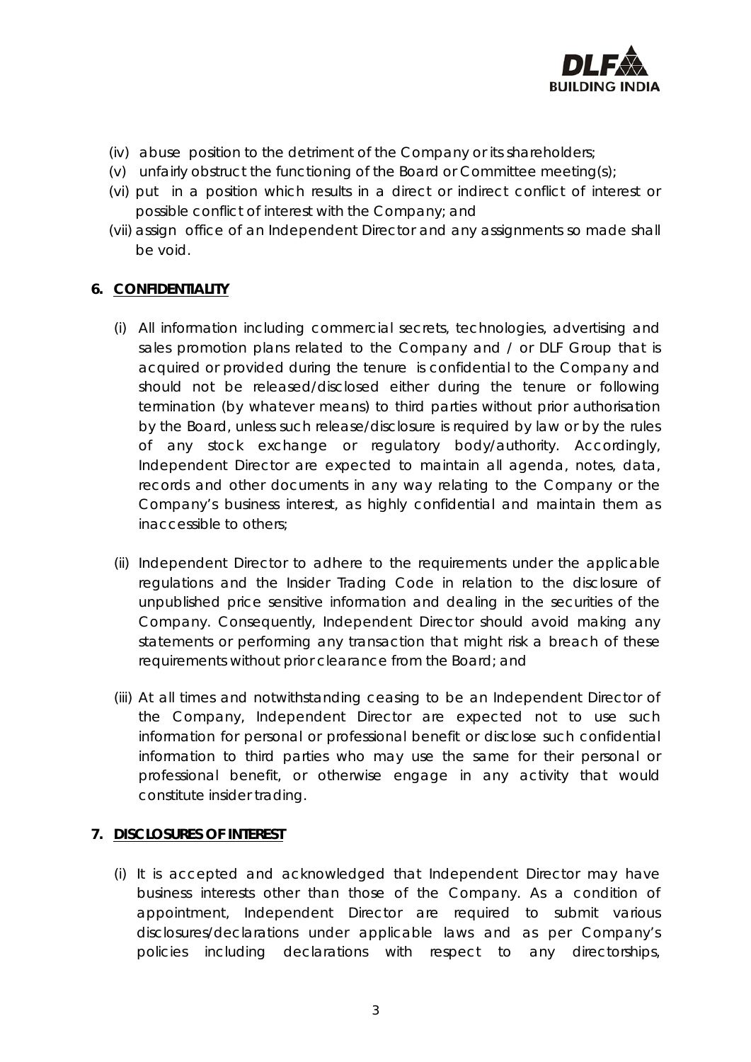(iv) abuse position to the detriment of the Company or its shareholders;
(v) unfairly obstruct the functioning of the Board or Committee meeting(s);
(vi) put in a position which results in a direct or indirect conflict of interest or possible conflict of interest with the Company; and
(vii) assign office of an Independent Director and any assignments so made shall be void.

**6. <u>CONFIDENTIALITY</u>**

(i) All information including commercial secrets, technologies, advertising and sales promotion plans related to the Company and / or DLF Group that is acquired or provided during the tenure is confidential to the Company and should not be released/disclosed either during the tenure or following termination (by whatever means) to third parties without prior authorisation by the Board, unless such release/disclosure is required by law or by the rules of any stock exchange or regulatory body/authority. Accordingly, Independent Director are expected to maintain all agenda, notes, data, records and other documents in any way relating to the Company or the Company's business interest, as highly confidential and maintain them as inaccessible to others;

(ii) Independent Director to adhere to the requirements under the applicable regulations and the Insider Trading Code in relation to the disclosure of unpublished price sensitive information and dealing in the securities of the Company. Consequently, Independent Director should avoid making any statements or performing any transaction that might risk a breach of these requirements without prior clearance from the Board; and

(iii) At all times and notwithstanding ceasing to be an Independent Director of the Company, Independent Director are expected not to use such information for personal or professional benefit or disclose such confidential information to third parties who may use the same for their personal or professional benefit, or otherwise engage in any activity that would constitute insider trading.

**7. <u>DISCLOSURES OF INTEREST</u>**

(i) It is accepted and acknowledged that Independent Director may have business interests other than those of the Company. As a condition of appointment, Independent Director are required to submit various disclosures/declarations under applicable laws and as per Company's policies including declarations with respect to any directorships,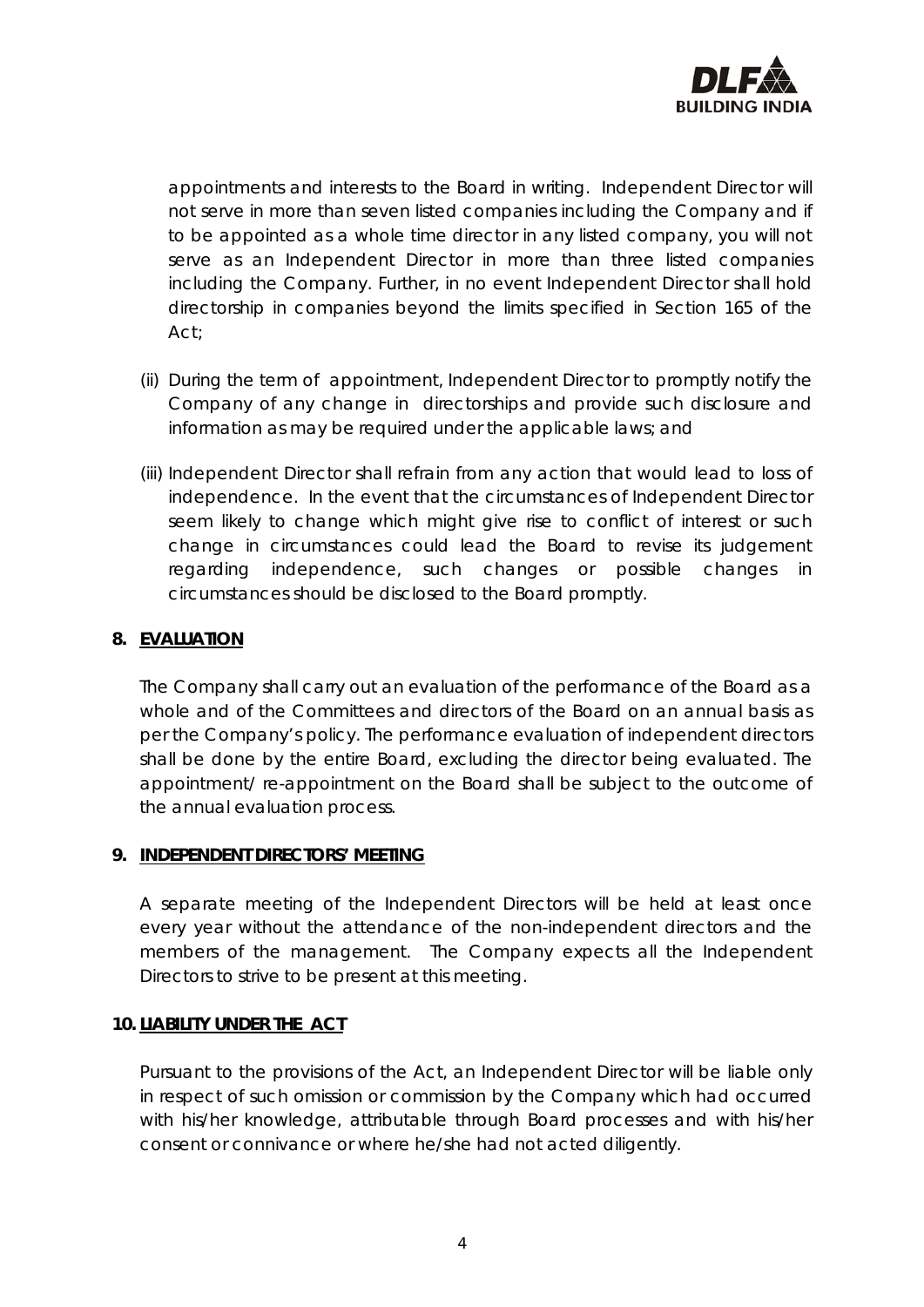appointments and interests to the Board in writing. Independent Director will not serve in more than seven listed companies including the Company and if to be appointed as a whole time director in any listed company, you will not serve as an Independent Director in more than three listed companies including the Company. Further, in no event Independent Director shall hold directorship in companies beyond the limits specified in Section 165 of the Act;

(ii) During the term of appointment, Independent Director to promptly notify the Company of any change in directorships and provide such disclosure and information as may be required under the applicable laws; and

(iii) Independent Director shall refrain from any action that would lead to loss of independence. In the event that the circumstances of Independent Director seem likely to change which might give rise to conflict of interest or such change in circumstances could lead the Board to revise its judgement regarding independence, such changes or possible changes in circumstances should be disclosed to the Board promptly.

## 8. EVALUATION

The Company shall carry out an evaluation of the performance of the Board as a whole and of the Committees and directors of the Board on an annual basis as per the Company's policy. The performance evaluation of independent directors shall be done by the entire Board, excluding the director being evaluated. The appointment/ re-appointment on the Board shall be subject to the outcome of the annual evaluation process.

## 9. INDEPENDENT DIRECTORS' MEETING

A separate meeting of the Independent Directors will be held at least once every year without the attendance of the non-independent directors and the members of the management. The Company expects all the Independent Directors to strive to be present at this meeting.

## 10. LIABILITY UNDER THE ACT

Pursuant to the provisions of the Act, an Independent Director will be liable only in respect of such omission or commission by the Company which had occurred with his/her knowledge, attributable through Board processes and with his/her consent or connivance or where he/she had not acted diligently.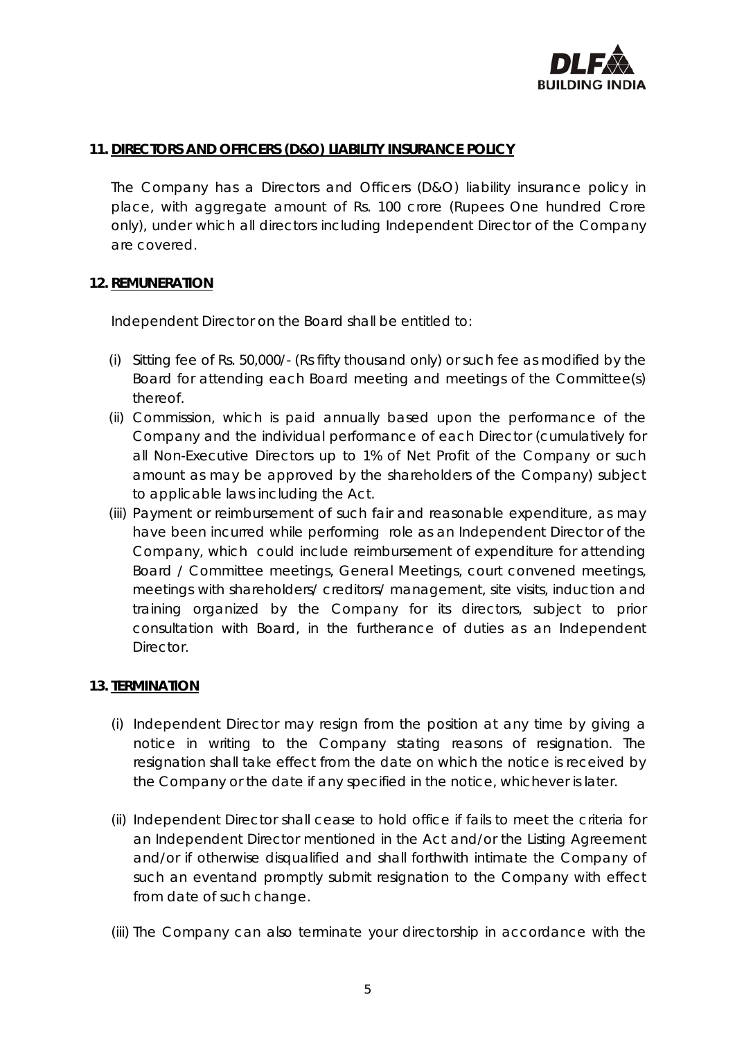**11. DIRECTORS AND OFFICERS (D&O) LIABILITY INSURANCE POLICY**

The Company has a Directors and Officers (D&O) liability insurance policy in place, with aggregate amount of Rs. 100 crore (Rupees One hundred Crore only), under which all directors including Independent Director of the Company are covered.

**12. REMUNERATION**

Independent Director on the Board shall be entitled to:

(i) Sitting fee of Rs. 50,000/- (Rs fifty thousand only) or such fee as modified by the Board for attending each Board meeting and meetings of the Committee(s) thereof.

(ii) Commission, which is paid annually based upon the performance of the Company and the individual performance of each Director (cumulatively for all Non-Executive Directors up to 1% of Net Profit of the Company or such amount as may be approved by the shareholders of the Company) subject to applicable laws including the Act.

(iii) Payment or reimbursement of such fair and reasonable expenditure, as may have been incurred while performing role as an Independent Director of the Company, which could include reimbursement of expenditure for attending Board / Committee meetings, General Meetings, court convened meetings, meetings with shareholders/ creditors/ management, site visits, induction and training organized by the Company for its directors, subject to prior consultation with Board, in the furtherance of duties as an Independent Director.

**13. TERMINATION**

(i) Independent Director may resign from the position at any time by giving a notice in writing to the Company stating reasons of resignation. The resignation shall take effect from the date on which the notice is received by the Company or the date if any specified in the notice, whichever is later.

(ii) Independent Director shall cease to hold office if fails to meet the criteria for an Independent Director mentioned in the Act and/or the Listing Agreement and/or if otherwise disqualified and shall forthwith intimate the Company of such an eventand promptly submit resignation to the Company with effect from date of such change.

(iii) The Company can also terminate your directorship in accordance with the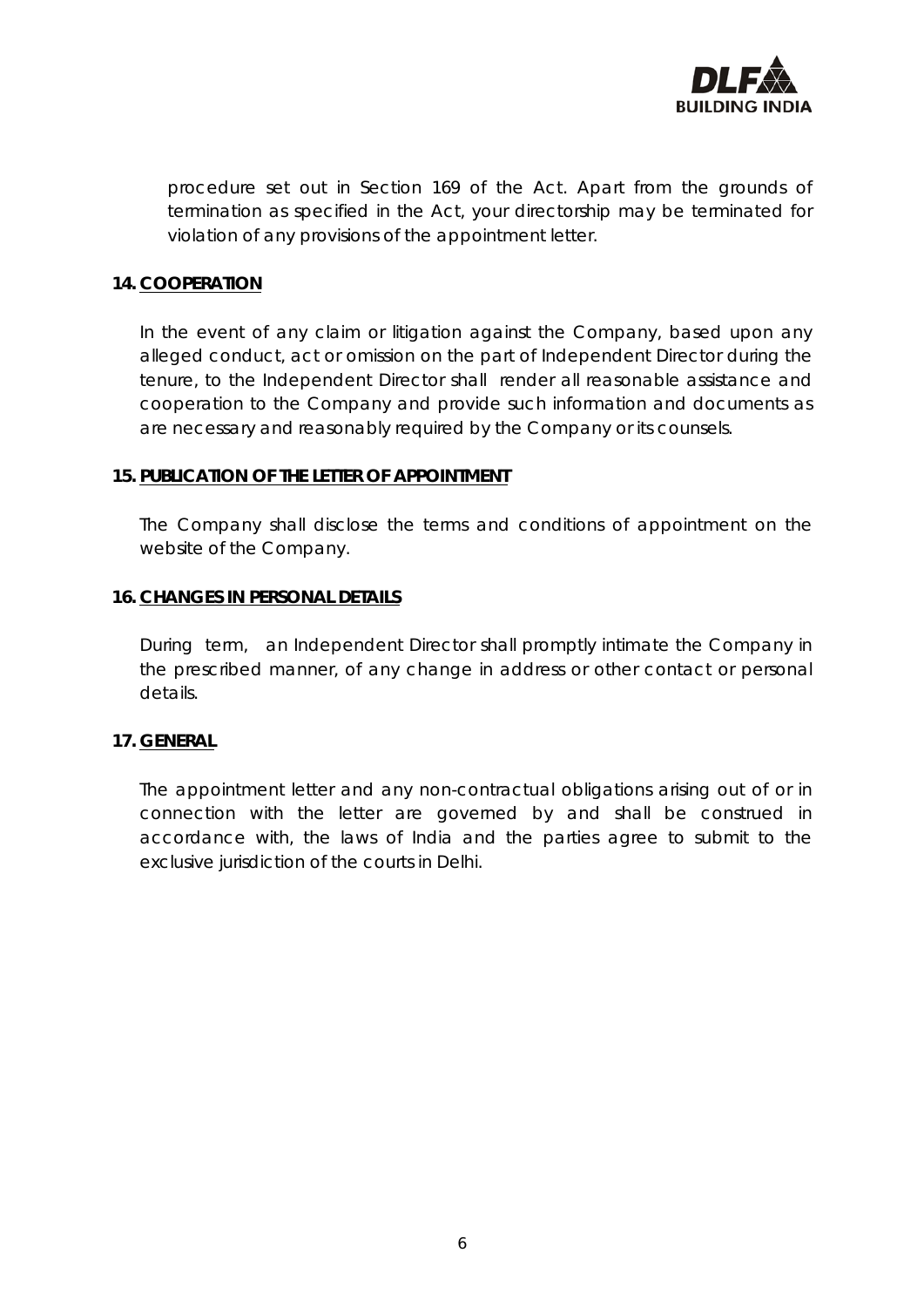procedure set out in Section 169 of the Act. Apart from the grounds of termination as specified in the Act, your directorship may be terminated for violation of any provisions of the appointment letter.

**14. COOPERATION**

In the event of any claim or litigation against the Company, based upon any alleged conduct, act or omission on the part of Independent Director during the tenure, to the Independent Director shall render all reasonable assistance and cooperation to the Company and provide such information and documents as are necessary and reasonably required by the Company or its counsels.

**15. PUBLICATION OF THE LETTER OF APPOINTMENT**

The Company shall disclose the terms and conditions of appointment on the website of the Company.

**16. CHANGES IN PERSONAL DETAILS**

During term, an Independent Director shall promptly intimate the Company in the prescribed manner, of any change in address or other contact or personal details.

**17. GENERAL**

The appointment letter and any non-contractual obligations arising out of or in connection with the letter are governed by and shall be construed in accordance with, the laws of India and the parties agree to submit to the exclusive jurisdiction of the courts in Delhi.